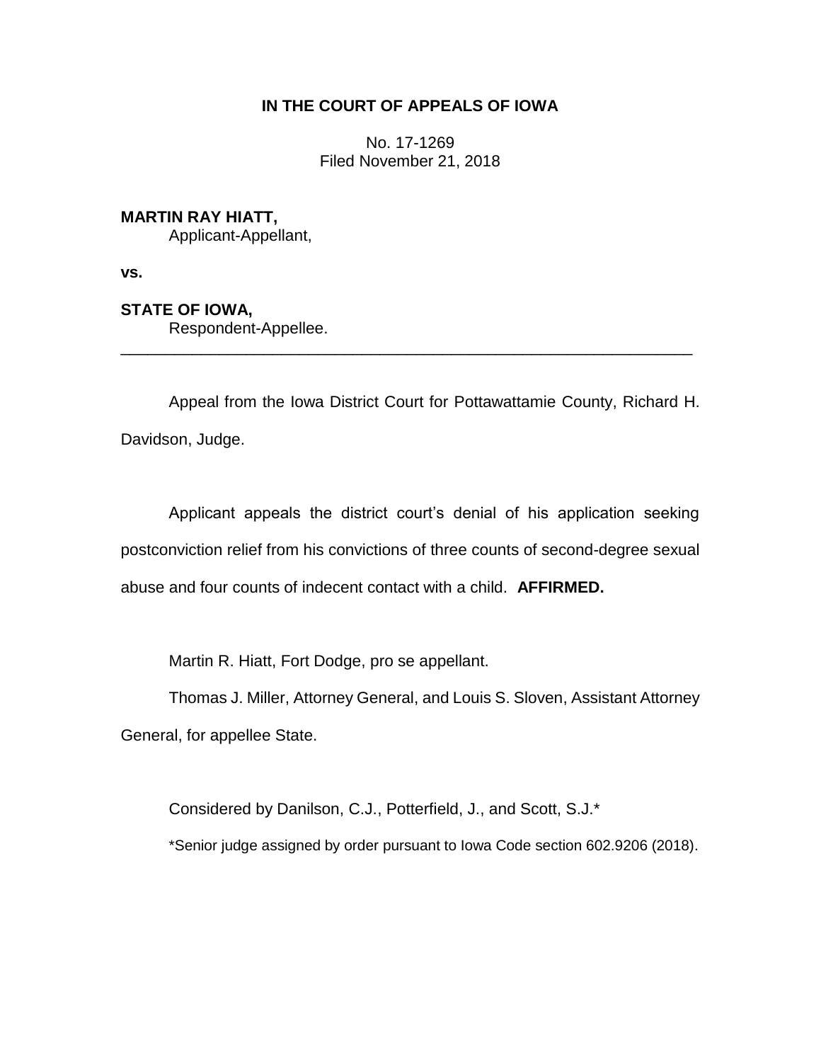# IN THE COURT OF APPEALS OF IOWA

No. 17-1269
Filed November 21, 2018

**MARTIN RAY HIATT,**
Applicant-Appellant,

**vs.**

**STATE OF IOWA,**
Respondent-Appellee.

---

Appeal from the Iowa District Court for Pottawattamie County, Richard H. Davidson, Judge.

Applicant appeals the district court's denial of his application seeking postconviction relief from his convictions of three counts of second-degree sexual abuse and four counts of indecent contact with a child. **AFFIRMED.**

Martin R. Hiatt, Fort Dodge, pro se appellant.

Thomas J. Miller, Attorney General, and Louis S. Sloven, Assistant Attorney General, for appellee State.

Considered by Danilson, C.J., Potterfield, J., and Scott, S.J.*

*Senior judge assigned by order pursuant to Iowa Code section 602.9206 (2018).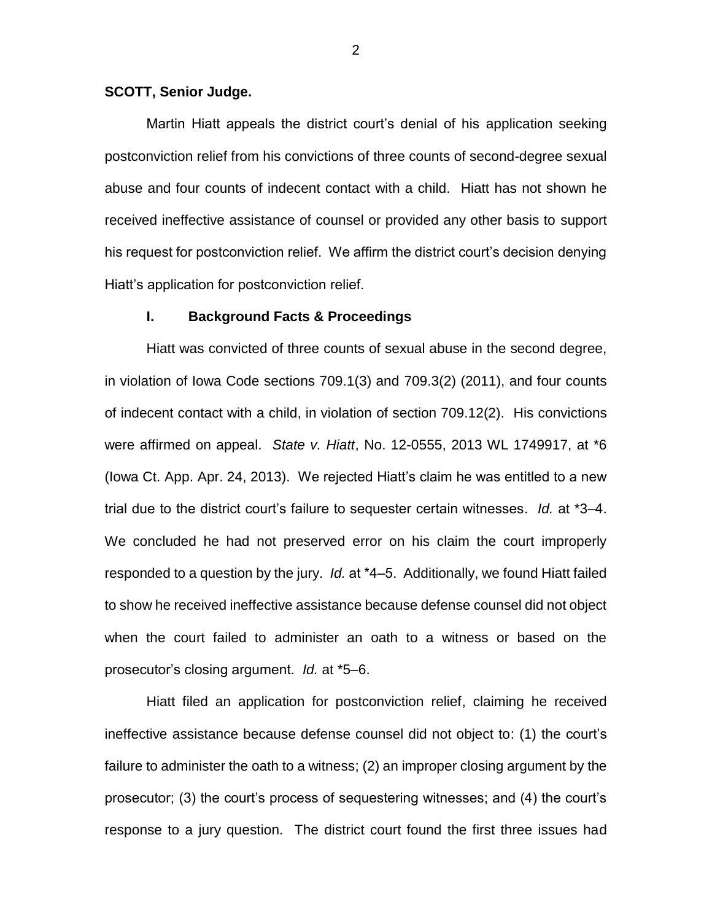**SCOTT, Senior Judge.**

Martin Hiatt appeals the district court's denial of his application seeking postconviction relief from his convictions of three counts of second-degree sexual abuse and four counts of indecent contact with a child. Hiatt has not shown he received ineffective assistance of counsel or provided any other basis to support his request for postconviction relief. We affirm the district court's decision denying Hiatt's application for postconviction relief.

## I. Background Facts & Proceedings

Hiatt was convicted of three counts of sexual abuse in the second degree, in violation of Iowa Code sections 709.1(3) and 709.3(2) (2011), and four counts of indecent contact with a child, in violation of section 709.12(2). His convictions were affirmed on appeal. *State v. Hiatt*, No. 12-0555, 2013 WL 1749917, at *6 (Iowa Ct. App. Apr. 24, 2013). We rejected Hiatt's claim he was entitled to a new trial due to the district court's failure to sequester certain witnesses. *Id.* at *3–4. We concluded he had not preserved error on his claim the court improperly responded to a question by the jury. *Id.* at *4–5. Additionally, we found Hiatt failed to show he received ineffective assistance because defense counsel did not object when the court failed to administer an oath to a witness or based on the prosecutor's closing argument. *Id.* at *5–6.

Hiatt filed an application for postconviction relief, claiming he received ineffective assistance because defense counsel did not object to: (1) the court's failure to administer the oath to a witness; (2) an improper closing argument by the prosecutor; (3) the court's process of sequestering witnesses; and (4) the court's response to a jury question. The district court found the first three issues had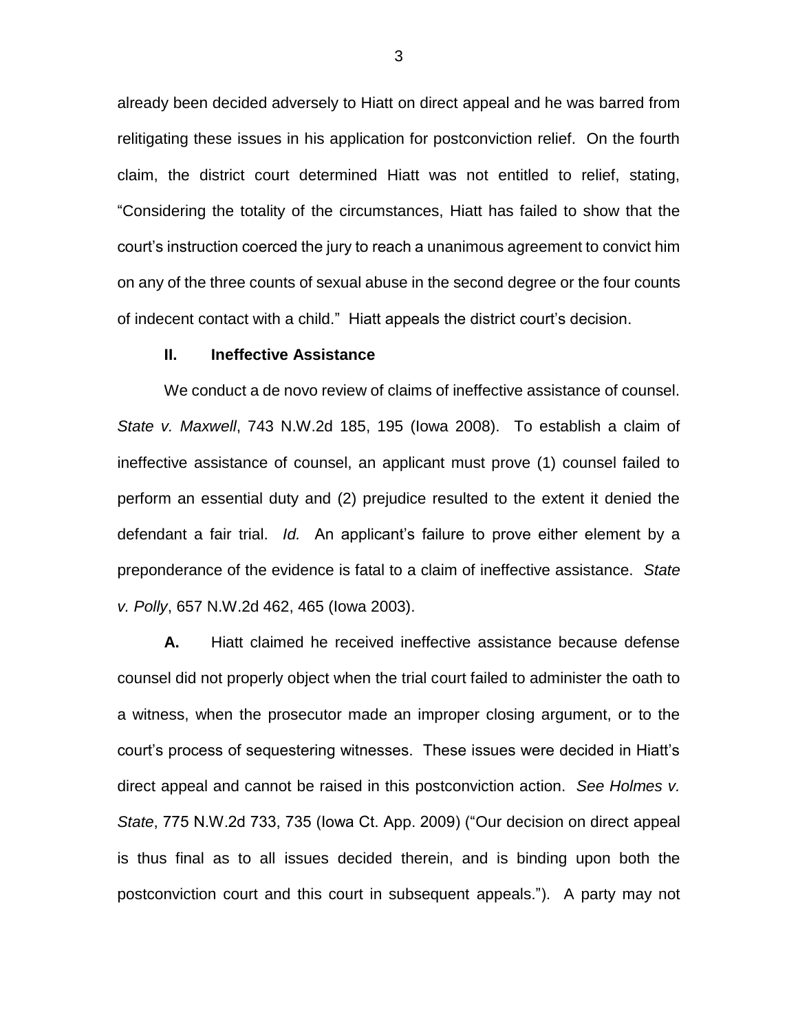already been decided adversely to Hiatt on direct appeal and he was barred from relitigating these issues in his application for postconviction relief. On the fourth claim, the district court determined Hiatt was not entitled to relief, stating, "Considering the totality of the circumstances, Hiatt has failed to show that the court's instruction coerced the jury to reach a unanimous agreement to convict him on any of the three counts of sexual abuse in the second degree or the four counts of indecent contact with a child." Hiatt appeals the district court's decision.

## II. Ineffective Assistance

We conduct a de novo review of claims of ineffective assistance of counsel. *State v. Maxwell*, 743 N.W.2d 185, 195 (Iowa 2008). To establish a claim of ineffective assistance of counsel, an applicant must prove (1) counsel failed to perform an essential duty and (2) prejudice resulted to the extent it denied the defendant a fair trial. *Id.* An applicant's failure to prove either element by a preponderance of the evidence is fatal to a claim of ineffective assistance. *State v. Polly*, 657 N.W.2d 462, 465 (Iowa 2003).

**A.** Hiatt claimed he received ineffective assistance because defense counsel did not properly object when the trial court failed to administer the oath to a witness, when the prosecutor made an improper closing argument, or to the court's process of sequestering witnesses. These issues were decided in Hiatt's direct appeal and cannot be raised in this postconviction action. *See Holmes v. State*, 775 N.W.2d 733, 735 (Iowa Ct. App. 2009) ("Our decision on direct appeal is thus final as to all issues decided therein, and is binding upon both the postconviction court and this court in subsequent appeals."). A party may not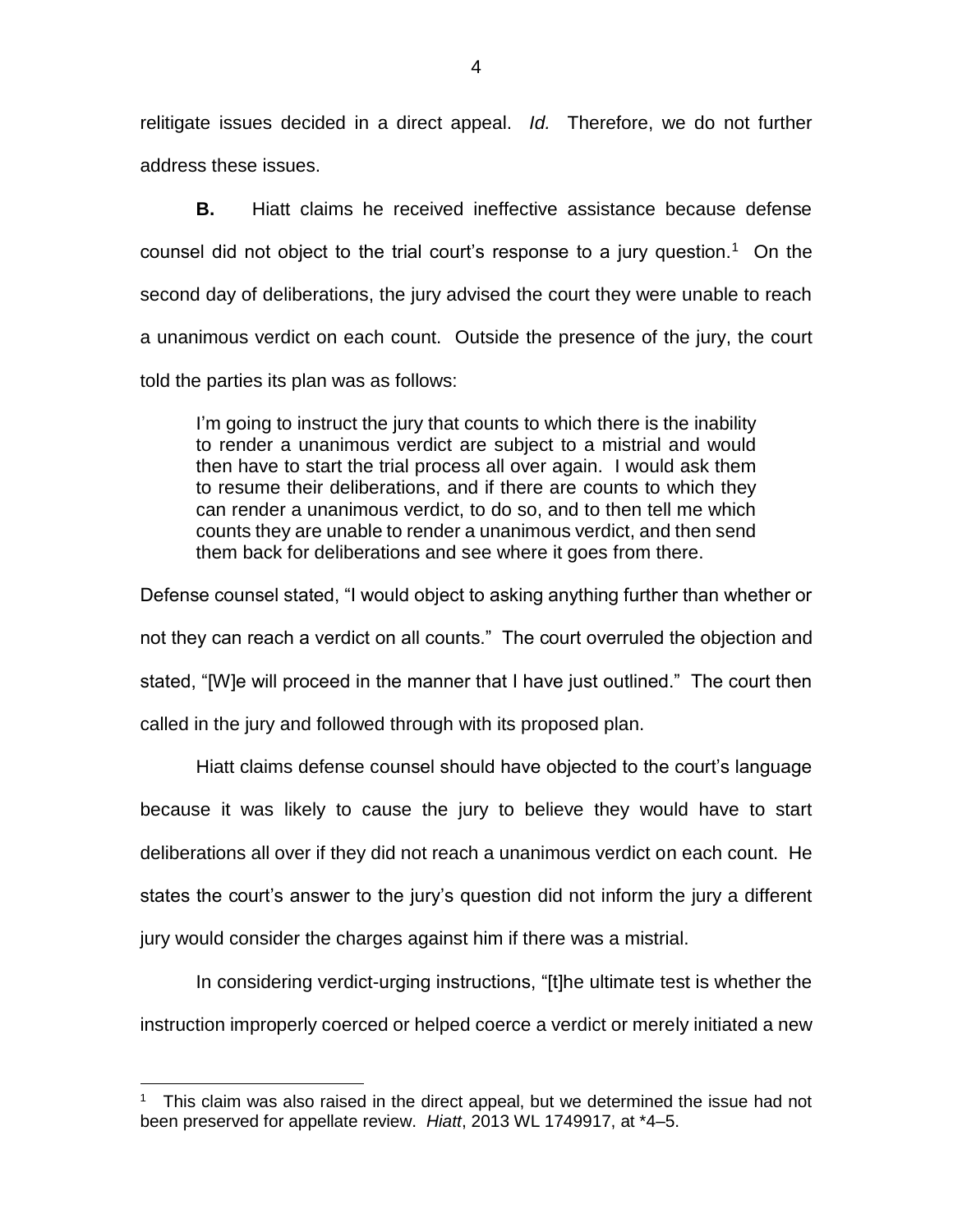relitigate issues decided in a direct appeal. *Id.* Therefore, we do not further address these issues.

**B.** Hiatt claims he received ineffective assistance because defense counsel did not object to the trial court's response to a jury question.[1] On the second day of deliberations, the jury advised the court they were unable to reach a unanimous verdict on each count. Outside the presence of the jury, the court told the parties its plan was as follows:

> I'm going to instruct the jury that counts to which there is the inability to render a unanimous verdict are subject to a mistrial and would then have to start the trial process all over again. I would ask them to resume their deliberations, and if there are counts to which they can render a unanimous verdict, to do so, and to then tell me which counts they are unable to render a unanimous verdict, and then send them back for deliberations and see where it goes from there.

Defense counsel stated, "I would object to asking anything further than whether or not they can reach a verdict on all counts." The court overruled the objection and stated, "[W]e will proceed in the manner that I have just outlined." The court then called in the jury and followed through with its proposed plan.

Hiatt claims defense counsel should have objected to the court's language because it was likely to cause the jury to believe they would have to start deliberations all over if they did not reach a unanimous verdict on each count. He states the court's answer to the jury's question did not inform the jury a different jury would consider the charges against him if there was a mistrial.

In considering verdict-urging instructions, "[t]he ultimate test is whether the instruction improperly coerced or helped coerce a verdict or merely initiated a new

---

[1] This claim was also raised in the direct appeal, but we determined the issue had not been preserved for appellate review. *Hiatt*, 2013 WL 1749917, at \*4–5.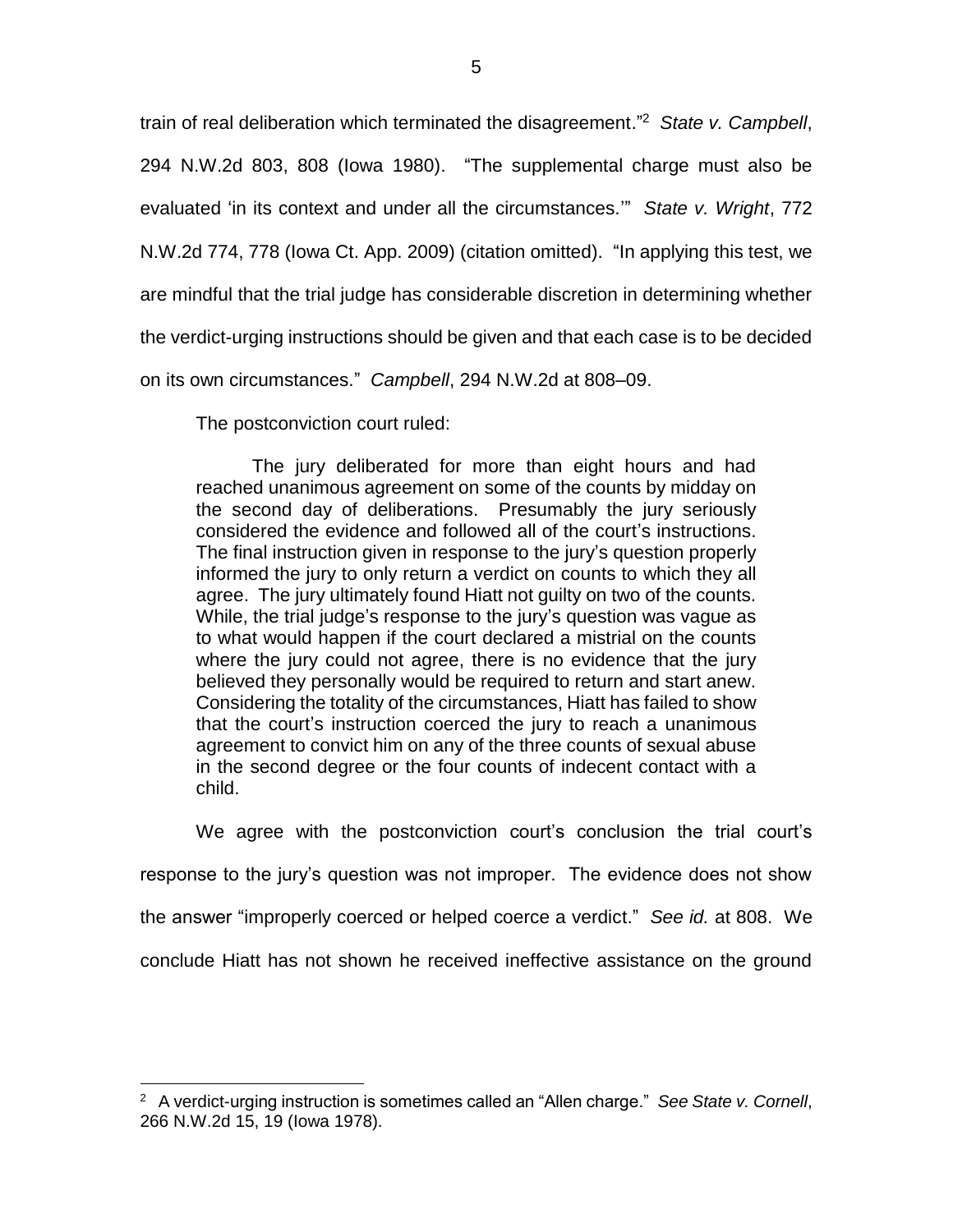train of real deliberation which terminated the disagreement."[2] *State v. Campbell*, 294 N.W.2d 803, 808 (Iowa 1980). "The supplemental charge must also be evaluated 'in its context and under all the circumstances.'" *State v. Wright*, 772 N.W.2d 774, 778 (Iowa Ct. App. 2009) (citation omitted). "In applying this test, we are mindful that the trial judge has considerable discretion in determining whether the verdict-urging instructions should be given and that each case is to be decided on its own circumstances." *Campbell*, 294 N.W.2d at 808–09.

The postconviction court ruled:

> The jury deliberated for more than eight hours and had reached unanimous agreement on some of the counts by midday on the second day of deliberations. Presumably the jury seriously considered the evidence and followed all of the court's instructions. The final instruction given in response to the jury's question properly informed the jury to only return a verdict on counts to which they all agree. The jury ultimately found Hiatt not guilty on two of the counts. While, the trial judge's response to the jury's question was vague as to what would happen if the court declared a mistrial on the counts where the jury could not agree, there is no evidence that the jury believed they personally would be required to return and start anew. Considering the totality of the circumstances, Hiatt has failed to show that the court's instruction coerced the jury to reach a unanimous agreement to convict him on any of the three counts of sexual abuse in the second degree or the four counts of indecent contact with a child.

We agree with the postconviction court's conclusion the trial court's response to the jury's question was not improper. The evidence does not show the answer "improperly coerced or helped coerce a verdict." *See id.* at 808. We conclude Hiatt has not shown he received ineffective assistance on the ground

---

[2] A verdict-urging instruction is sometimes called an "Allen charge." *See State v. Cornell*, 266 N.W.2d 15, 19 (Iowa 1978).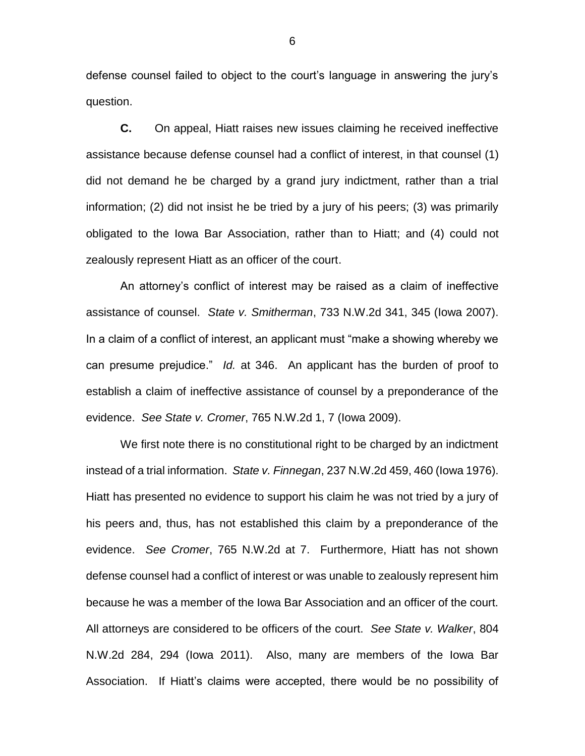defense counsel failed to object to the court's language in answering the jury's question.

**C.** On appeal, Hiatt raises new issues claiming he received ineffective assistance because defense counsel had a conflict of interest, in that counsel (1) did not demand he be charged by a grand jury indictment, rather than a trial information; (2) did not insist he be tried by a jury of his peers; (3) was primarily obligated to the Iowa Bar Association, rather than to Hiatt; and (4) could not zealously represent Hiatt as an officer of the court.

An attorney's conflict of interest may be raised as a claim of ineffective assistance of counsel. *State v. Smitherman*, 733 N.W.2d 341, 345 (Iowa 2007). In a claim of a conflict of interest, an applicant must "make a showing whereby we can presume prejudice." *Id.* at 346. An applicant has the burden of proof to establish a claim of ineffective assistance of counsel by a preponderance of the evidence. *See State v. Cromer*, 765 N.W.2d 1, 7 (Iowa 2009).

We first note there is no constitutional right to be charged by an indictment instead of a trial information. *State v. Finnegan*, 237 N.W.2d 459, 460 (Iowa 1976). Hiatt has presented no evidence to support his claim he was not tried by a jury of his peers and, thus, has not established this claim by a preponderance of the evidence. *See Cromer*, 765 N.W.2d at 7. Furthermore, Hiatt has not shown defense counsel had a conflict of interest or was unable to zealously represent him because he was a member of the Iowa Bar Association and an officer of the court. All attorneys are considered to be officers of the court. *See State v. Walker*, 804 N.W.2d 284, 294 (Iowa 2011). Also, many are members of the Iowa Bar Association. If Hiatt's claims were accepted, there would be no possibility of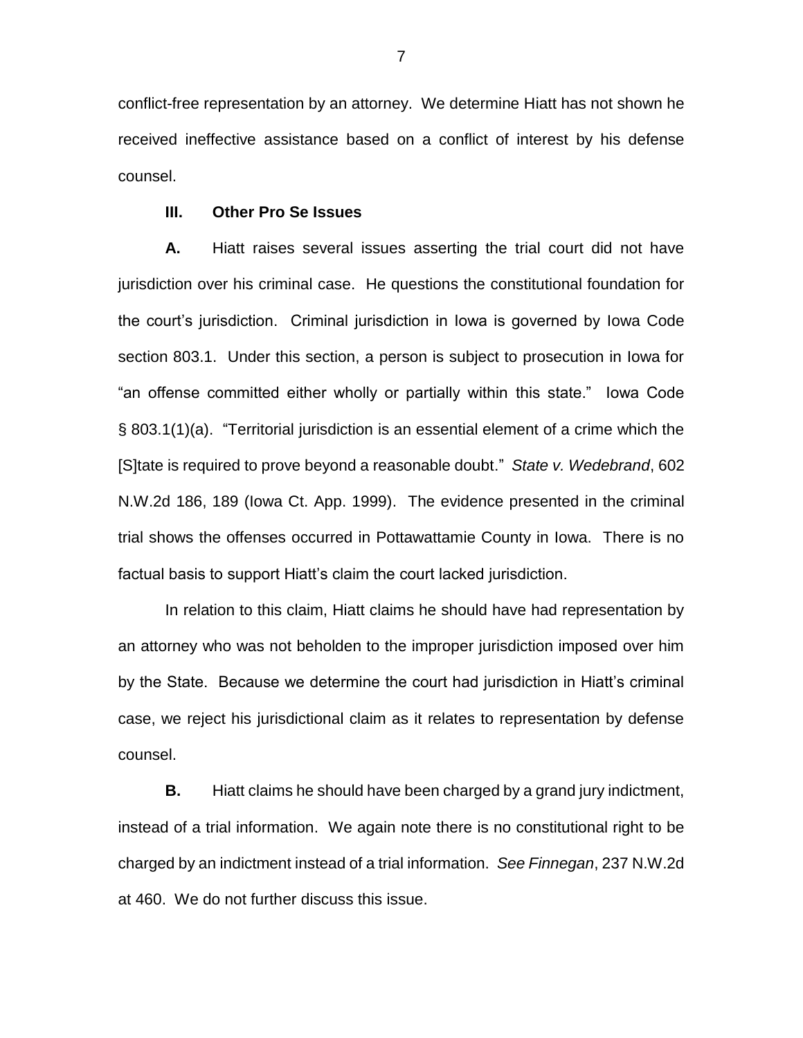conflict-free representation by an attorney. We determine Hiatt has not shown he received ineffective assistance based on a conflict of interest by his defense counsel.

### III. Other Pro Se Issues

**A.** Hiatt raises several issues asserting the trial court did not have jurisdiction over his criminal case. He questions the constitutional foundation for the court's jurisdiction. Criminal jurisdiction in Iowa is governed by Iowa Code section 803.1. Under this section, a person is subject to prosecution in Iowa for "an offense committed either wholly or partially within this state." Iowa Code § 803.1(1)(a). "Territorial jurisdiction is an essential element of a crime which the [S]tate is required to prove beyond a reasonable doubt." *State v. Wedebrand*, 602 N.W.2d 186, 189 (Iowa Ct. App. 1999). The evidence presented in the criminal trial shows the offenses occurred in Pottawattamie County in Iowa. There is no factual basis to support Hiatt's claim the court lacked jurisdiction.

In relation to this claim, Hiatt claims he should have had representation by an attorney who was not beholden to the improper jurisdiction imposed over him by the State. Because we determine the court had jurisdiction in Hiatt's criminal case, we reject his jurisdictional claim as it relates to representation by defense counsel.

**B.** Hiatt claims he should have been charged by a grand jury indictment, instead of a trial information. We again note there is no constitutional right to be charged by an indictment instead of a trial information. *See Finnegan*, 237 N.W.2d at 460. We do not further discuss this issue.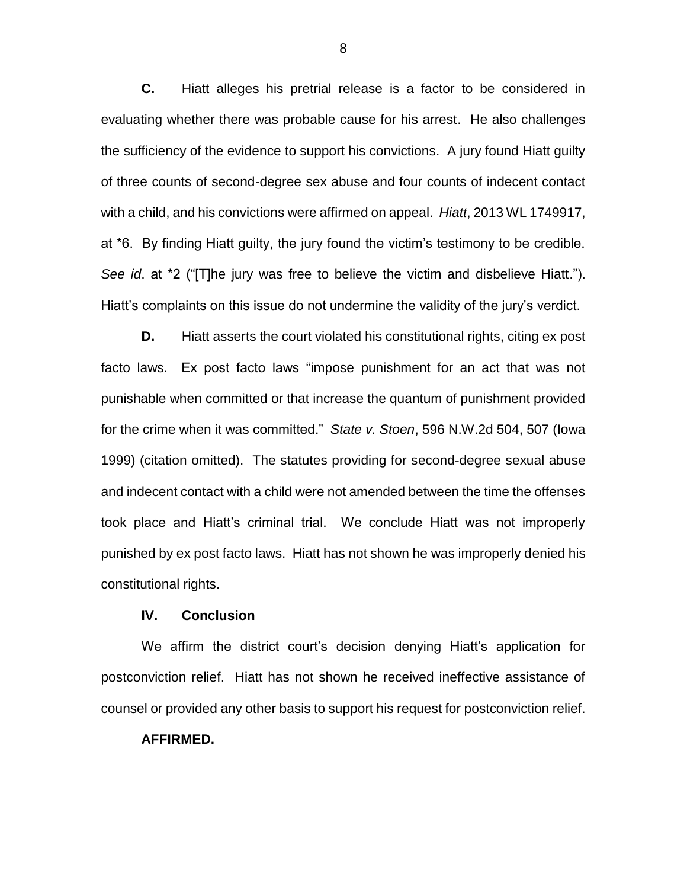**C.** Hiatt alleges his pretrial release is a factor to be considered in evaluating whether there was probable cause for his arrest. He also challenges the sufficiency of the evidence to support his convictions. A jury found Hiatt guilty of three counts of second-degree sex abuse and four counts of indecent contact with a child, and his convictions were affirmed on appeal. *Hiatt*, 2013 WL 1749917, at *6. By finding Hiatt guilty, the jury found the victim's testimony to be credible. *See id*. at *2 ("[T]he jury was free to believe the victim and disbelieve Hiatt."). Hiatt's complaints on this issue do not undermine the validity of the jury's verdict.

**D.** Hiatt asserts the court violated his constitutional rights, citing ex post facto laws. Ex post facto laws "impose punishment for an act that was not punishable when committed or that increase the quantum of punishment provided for the crime when it was committed." *State v. Stoen*, 596 N.W.2d 504, 507 (Iowa 1999) (citation omitted). The statutes providing for second-degree sexual abuse and indecent contact with a child were not amended between the time the offenses took place and Hiatt's criminal trial. We conclude Hiatt was not improperly punished by ex post facto laws. Hiatt has not shown he was improperly denied his constitutional rights.

## IV. Conclusion

We affirm the district court's decision denying Hiatt's application for postconviction relief. Hiatt has not shown he received ineffective assistance of counsel or provided any other basis to support his request for postconviction relief.

**AFFIRMED.**